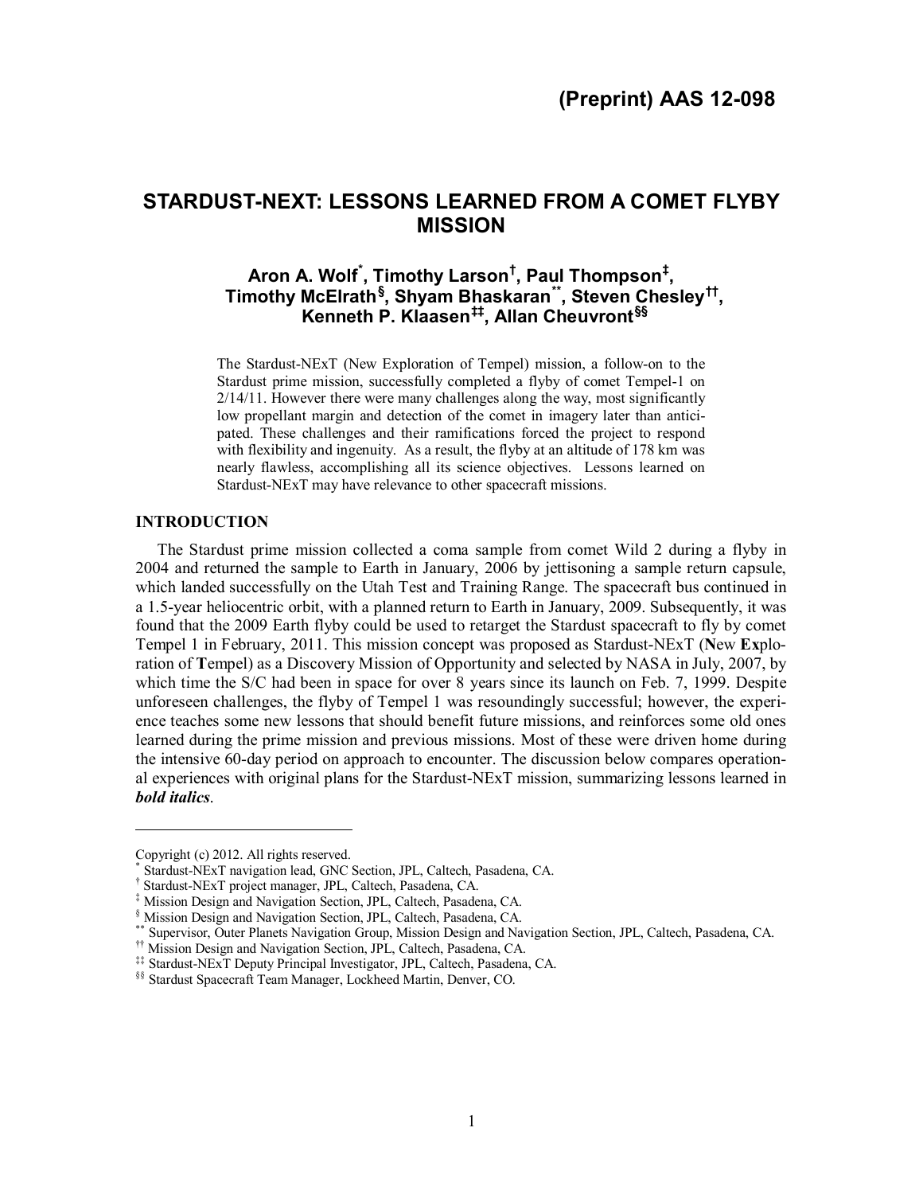(Preprint) AAS 12-098

# STARDUST-NEXT: LESSONS LEARNED FROM A COMET FLYBY MISSION

**Aron A. Wolf[*], Timothy Larson[†], Paul Thompson[‡], Timothy McElrath[§], Shyam Bhaskaran[**], Steven Chesley[††], Kenneth P. Klaasen[‡‡], Allan Cheuvront[§§]**

The Stardust-NExT (New Exploration of Tempel) mission, a follow-on to the Stardust prime mission, successfully completed a flyby of comet Tempel-1 on 2/14/11. However there were many challenges along the way, most significantly low propellant margin and detection of the comet in imagery later than anticipated. These challenges and their ramifications forced the project to respond with flexibility and ingenuity. As a result, the flyby at an altitude of 178 km was nearly flawless, accomplishing all its science objectives. Lessons learned on Stardust-NExT may have relevance to other spacecraft missions.

## INTRODUCTION

The Stardust prime mission collected a coma sample from comet Wild 2 during a flyby in 2004 and returned the sample to Earth in January, 2006 by jettisoning a sample return capsule, which landed successfully on the Utah Test and Training Range. The spacecraft bus continued in a 1.5-year heliocentric orbit, with a planned return to Earth in January, 2009. Subsequently, it was found that the 2009 Earth flyby could be used to retarget the Stardust spacecraft to fly by comet Tempel 1 in February, 2011. This mission concept was proposed as Stardust-NExT (**N**ew **Ex**ploration of **T**empel) as a Discovery Mission of Opportunity and selected by NASA in July, 2007, by which time the S/C had been in space for over 8 years since its launch on Feb. 7, 1999. Despite unforeseen challenges, the flyby of Tempel 1 was resoundingly successful; however, the experience teaches some new lessons that should benefit future missions, and reinforces some old ones learned during the prime mission and previous missions. Most of these were driven home during the intensive 60-day period on approach to encounter. The discussion below compares operational experiences with original plans for the Stardust-NExT mission, summarizing lessons learned in ***bold italics***.

---

Copyright (c) 2012. All rights reserved.

[*] Stardust-NExT navigation lead, GNC Section, JPL, Caltech, Pasadena, CA.

[†] Stardust-NExT project manager, JPL, Caltech, Pasadena, CA.

[‡] Mission Design and Navigation Section, JPL, Caltech, Pasadena, CA.

[§] Mission Design and Navigation Section, JPL, Caltech, Pasadena, CA.

[**] Supervisor, Outer Planets Navigation Group, Mission Design and Navigation Section, JPL, Caltech, Pasadena, CA.

[††] Mission Design and Navigation Section, JPL, Caltech, Pasadena, CA.

[‡‡] Stardust-NExT Deputy Principal Investigator, JPL, Caltech, Pasadena, CA.

[§§] Stardust Spacecraft Team Manager, Lockheed Martin, Denver, CO.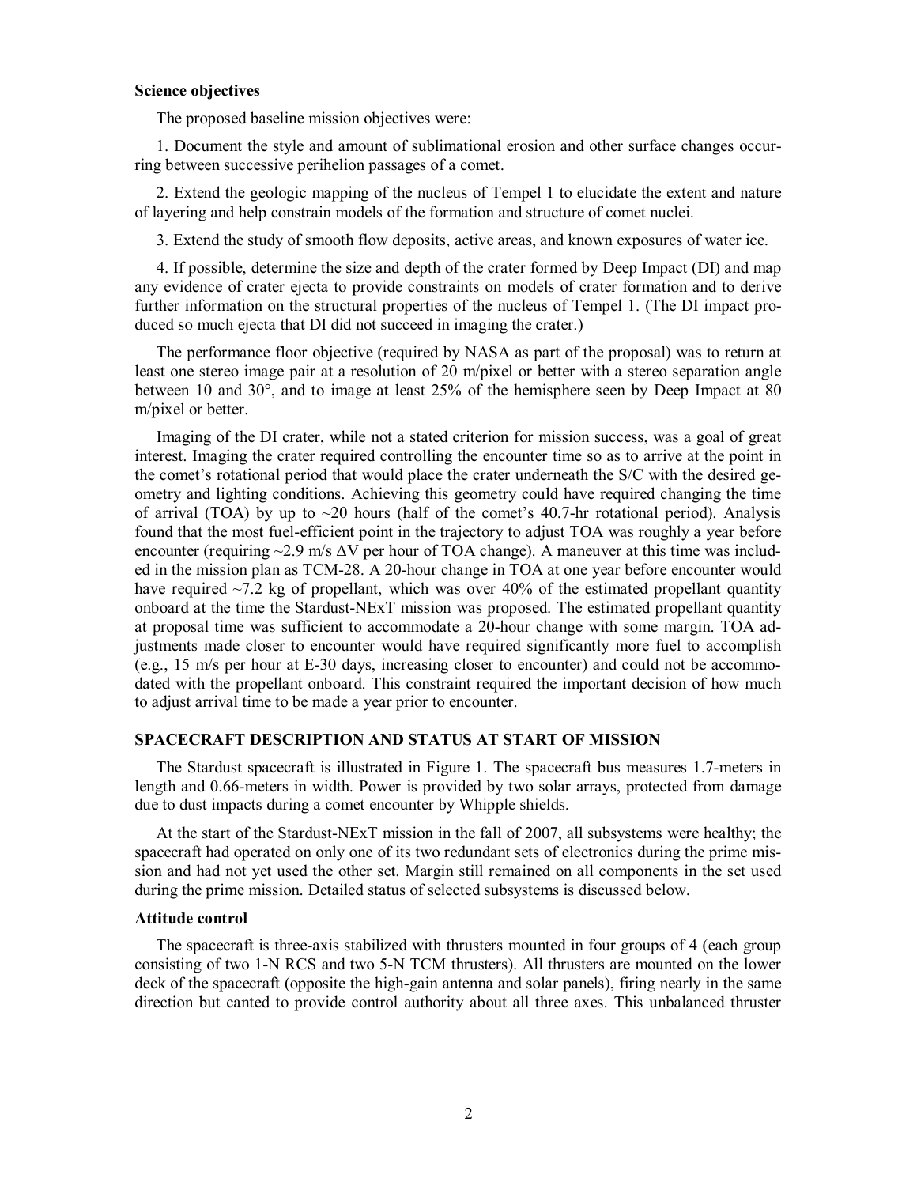**Science objectives**

The proposed baseline mission objectives were:

1. Document the style and amount of sublimational erosion and other surface changes occurring between successive perihelion passages of a comet.

2. Extend the geologic mapping of the nucleus of Tempel 1 to elucidate the extent and nature of layering and help constrain models of the formation and structure of comet nuclei.

3. Extend the study of smooth flow deposits, active areas, and known exposures of water ice.

4. If possible, determine the size and depth of the crater formed by Deep Impact (DI) and map any evidence of crater ejecta to provide constraints on models of crater formation and to derive further information on the structural properties of the nucleus of Tempel 1. (The DI impact produced so much ejecta that DI did not succeed in imaging the crater.)

The performance floor objective (required by NASA as part of the proposal) was to return at least one stereo image pair at a resolution of 20 m/pixel or better with a stereo separation angle between 10 and 30°, and to image at least 25% of the hemisphere seen by Deep Impact at 80 m/pixel or better.

Imaging of the DI crater, while not a stated criterion for mission success, was a goal of great interest. Imaging the crater required controlling the encounter time so as to arrive at the point in the comet's rotational period that would place the crater underneath the S/C with the desired geometry and lighting conditions. Achieving this geometry could have required changing the time of arrival (TOA) by up to ~20 hours (half of the comet's 40.7-hr rotational period). Analysis found that the most fuel-efficient point in the trajectory to adjust TOA was roughly a year before encounter (requiring ~2.9 m/s $\Delta V$ per hour of TOA change). A maneuver at this time was included in the mission plan as TCM-28. A 20-hour change in TOA at one year before encounter would have required ~7.2 kg of propellant, which was over 40% of the estimated propellant quantity onboard at the time the Stardust-NExT mission was proposed. The estimated propellant quantity at proposal time was sufficient to accommodate a 20-hour change with some margin. TOA adjustments made closer to encounter would have required significantly more fuel to accomplish (e.g., 15 m/s per hour at E-30 days, increasing closer to encounter) and could not be accommodated with the propellant onboard. This constraint required the important decision of how much to adjust arrival time to be made a year prior to encounter.

## SPACECRAFT DESCRIPTION AND STATUS AT START OF MISSION

The Stardust spacecraft is illustrated in Figure 1. The spacecraft bus measures 1.7-meters in length and 0.66-meters in width. Power is provided by two solar arrays, protected from damage due to dust impacts during a comet encounter by Whipple shields.

At the start of the Stardust-NExT mission in the fall of 2007, all subsystems were healthy; the spacecraft had operated on only one of its two redundant sets of electronics during the prime mission and had not yet used the other set. Margin still remained on all components in the set used during the prime mission. Detailed status of selected subsystems is discussed below.

**Attitude control**

The spacecraft is three-axis stabilized with thrusters mounted in four groups of 4 (each group consisting of two 1-N RCS and two 5-N TCM thrusters). All thrusters are mounted on the lower deck of the spacecraft (opposite the high-gain antenna and solar panels), firing nearly in the same direction but canted to provide control authority about all three axes. This unbalanced thruster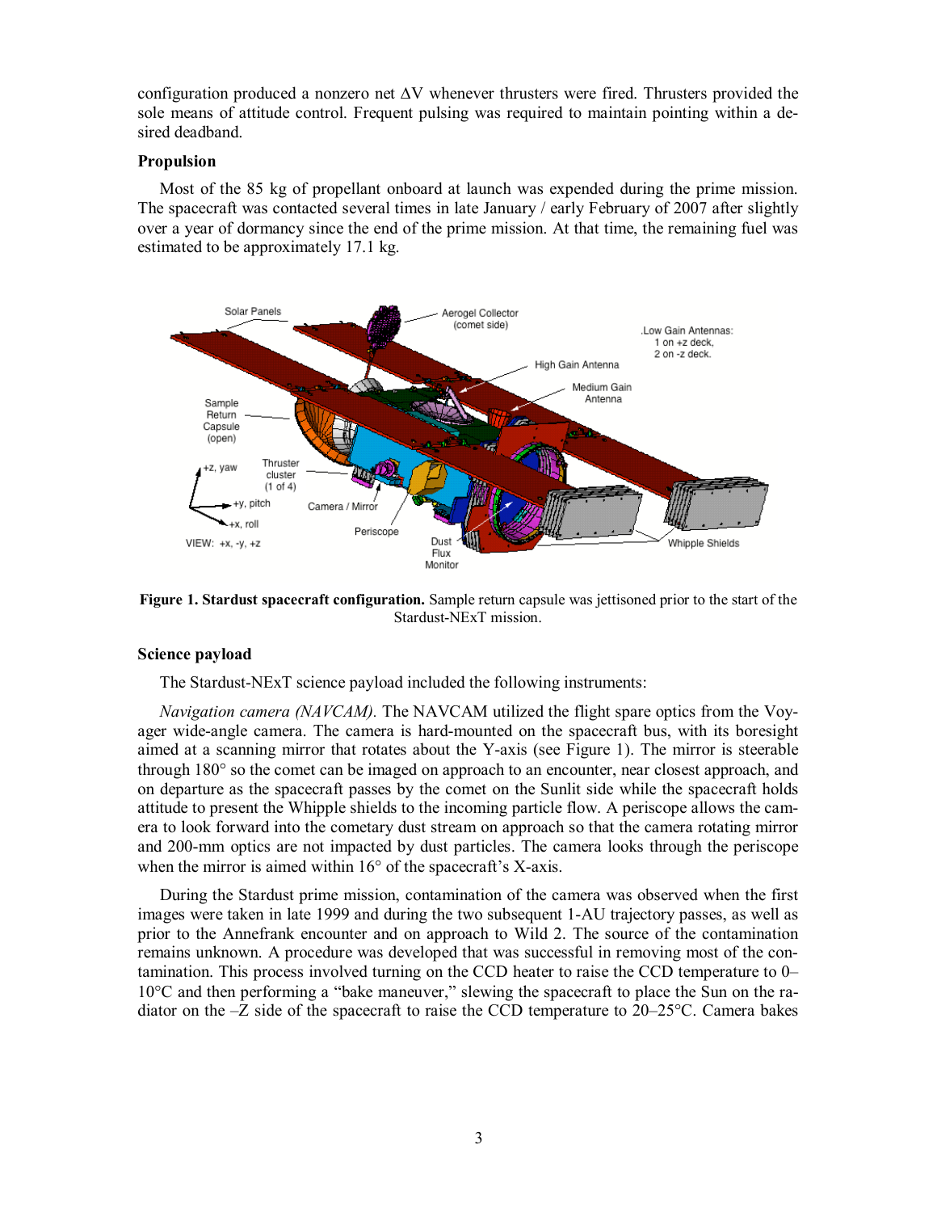configuration produced a nonzero net ΔV whenever thrusters were fired. Thrusters provided the sole means of attitude control. Frequent pulsing was required to maintain pointing within a desired deadband.

### Propulsion

Most of the 85 kg of propellant onboard at launch was expended during the prime mission. The spacecraft was contacted several times in late January / early February of 2007 after slightly over a year of dormancy since the end of the prime mission. At that time, the remaining fuel was estimated to be approximately 17.1 kg.

**Figure 1. Stardust spacecraft configuration.** Sample return capsule was jettisoned prior to the start of the Stardust-NExT mission.

### Science payload

The Stardust-NExT science payload included the following instruments:

*Navigation camera (NAVCAM).* The NAVCAM utilized the flight spare optics from the Voyager wide-angle camera. The camera is hard-mounted on the spacecraft bus, with its boresight aimed at a scanning mirror that rotates about the Y-axis (see Figure 1). The mirror is steerable through 180° so the comet can be imaged on approach to an encounter, near closest approach, and on departure as the spacecraft passes by the comet on the Sunlit side while the spacecraft holds attitude to present the Whipple shields to the incoming particle flow. A periscope allows the camera to look forward into the cometary dust stream on approach so that the camera rotating mirror and 200-mm optics are not impacted by dust particles. The camera looks through the periscope when the mirror is aimed within 16° of the spacecraft's X-axis.

During the Stardust prime mission, contamination of the camera was observed when the first images were taken in late 1999 and during the two subsequent 1-AU trajectory passes, as well as prior to the Annefrank encounter and on approach to Wild 2. The source of the contamination remains unknown. A procedure was developed that was successful in removing most of the contamination. This process involved turning on the CCD heater to raise the CCD temperature to 0–10°C and then performing a "bake maneuver," slewing the spacecraft to place the Sun on the radiator on the –Z side of the spacecraft to raise the CCD temperature to 20–25°C. Camera bakes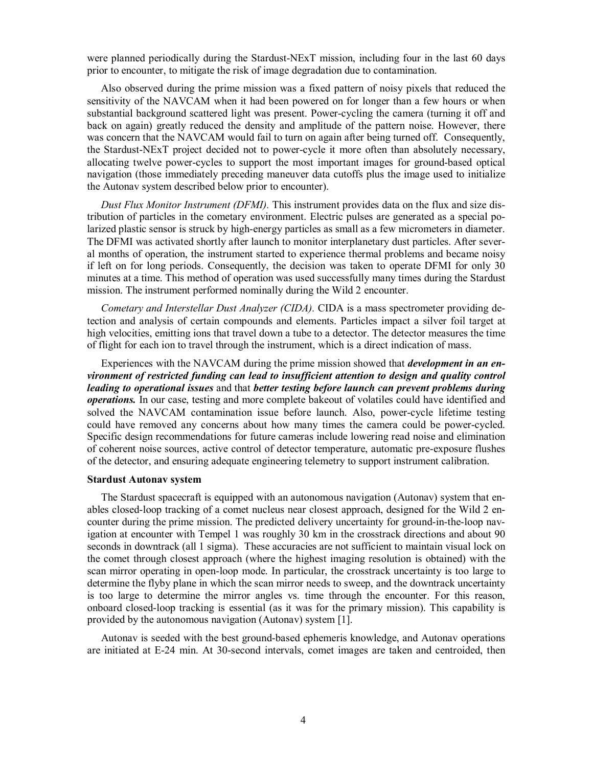were planned periodically during the Stardust-NExT mission, including four in the last 60 days prior to encounter, to mitigate the risk of image degradation due to contamination.

Also observed during the prime mission was a fixed pattern of noisy pixels that reduced the sensitivity of the NAVCAM when it had been powered on for longer than a few hours or when substantial background scattered light was present. Power-cycling the camera (turning it off and back on again) greatly reduced the density and amplitude of the pattern noise. However, there was concern that the NAVCAM would fail to turn on again after being turned off. Consequently, the Stardust-NExT project decided not to power-cycle it more often than absolutely necessary, allocating twelve power-cycles to support the most important images for ground-based optical navigation (those immediately preceding maneuver data cutoffs plus the image used to initialize the Autonav system described below prior to encounter).

*Dust Flux Monitor Instrument (DFMI).* This instrument provides data on the flux and size distribution of particles in the cometary environment. Electric pulses are generated as a special polarized plastic sensor is struck by high-energy particles as small as a few micrometers in diameter. The DFMI was activated shortly after launch to monitor interplanetary dust particles. After several months of operation, the instrument started to experience thermal problems and became noisy if left on for long periods. Consequently, the decision was taken to operate DFMI for only 30 minutes at a time. This method of operation was used successfully many times during the Stardust mission. The instrument performed nominally during the Wild 2 encounter.

*Cometary and Interstellar Dust Analyzer (CIDA).* CIDA is a mass spectrometer providing detection and analysis of certain compounds and elements. Particles impact a silver foil target at high velocities, emitting ions that travel down a tube to a detector. The detector measures the time of flight for each ion to travel through the instrument, which is a direct indication of mass.

Experiences with the NAVCAM during the prime mission showed that ***development in an environment of restricted funding can lead to insufficient attention to design and quality control leading to operational issues*** and that ***better testing before launch can prevent problems during operations.*** In our case, testing and more complete bakeout of volatiles could have identified and solved the NAVCAM contamination issue before launch. Also, power-cycle lifetime testing could have removed any concerns about how many times the camera could be power-cycled. Specific design recommendations for future cameras include lowering read noise and elimination of coherent noise sources, active control of detector temperature, automatic pre-exposure flushes of the detector, and ensuring adequate engineering telemetry to support instrument calibration.

**Stardust Autonav system**

The Stardust spacecraft is equipped with an autonomous navigation (Autonav) system that enables closed-loop tracking of a comet nucleus near closest approach, designed for the Wild 2 encounter during the prime mission. The predicted delivery uncertainty for ground-in-the-loop navigation at encounter with Tempel 1 was roughly 30 km in the crosstrack directions and about 90 seconds in downtrack (all 1 sigma). These accuracies are not sufficient to maintain visual lock on the comet through closest approach (where the highest imaging resolution is obtained) with the scan mirror operating in open-loop mode. In particular, the crosstrack uncertainty is too large to determine the flyby plane in which the scan mirror needs to sweep, and the downtrack uncertainty is too large to determine the mirror angles vs. time through the encounter. For this reason, onboard closed-loop tracking is essential (as it was for the primary mission). This capability is provided by the autonomous navigation (Autonav) system [1].

Autonav is seeded with the best ground-based ephemeris knowledge, and Autonav operations are initiated at E-24 min. At 30-second intervals, comet images are taken and centroided, then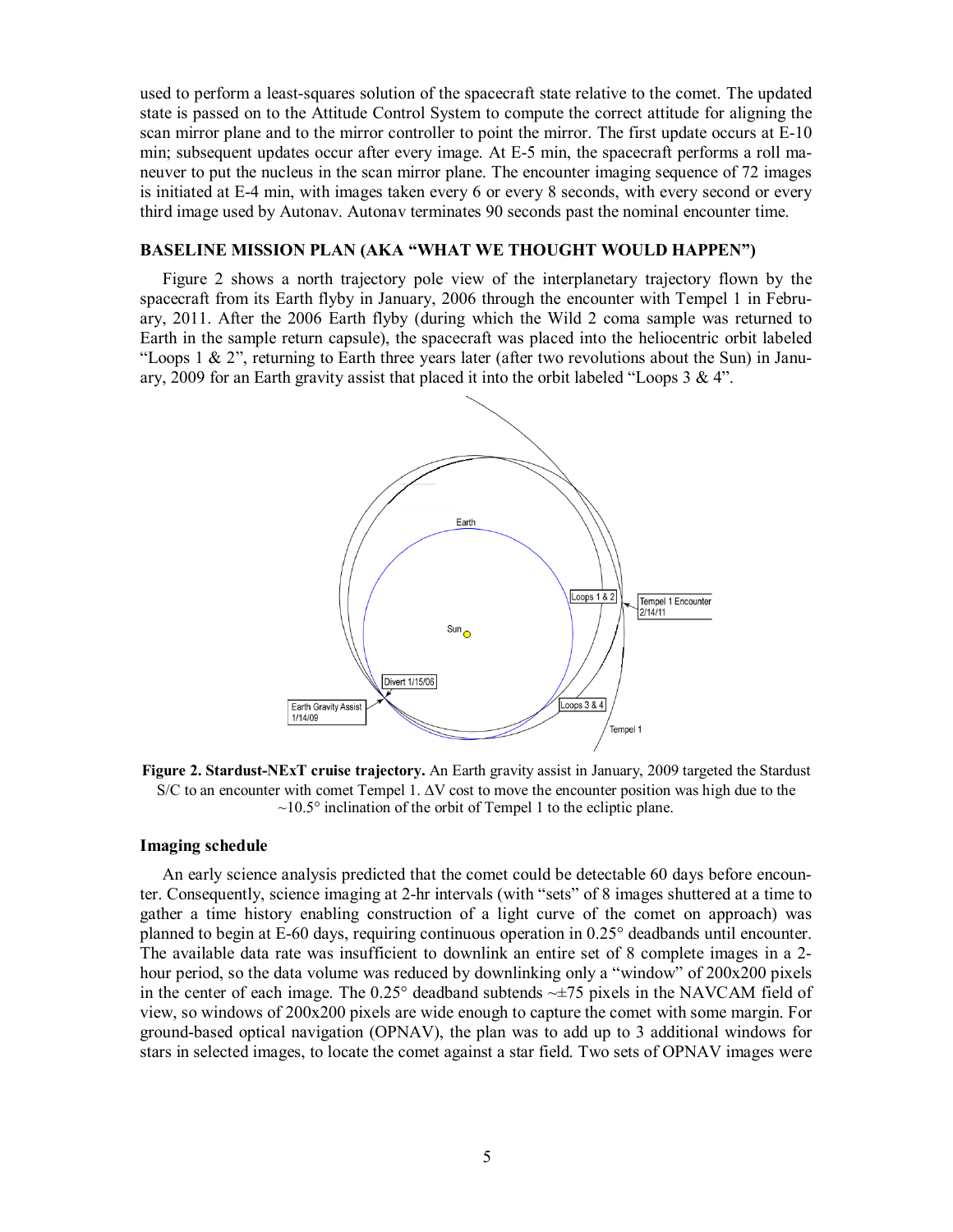used to perform a least-squares solution of the spacecraft state relative to the comet. The updated state is passed on to the Attitude Control System to compute the correct attitude for aligning the scan mirror plane and to the mirror controller to point the mirror. The first update occurs at E-10 min; subsequent updates occur after every image. At E-5 min, the spacecraft performs a roll maneuver to put the nucleus in the scan mirror plane. The encounter imaging sequence of 72 images is initiated at E-4 min, with images taken every 6 or every 8 seconds, with every second or every third image used by Autonav. Autonav terminates 90 seconds past the nominal encounter time.

## BASELINE MISSION PLAN (AKA "WHAT WE THOUGHT WOULD HAPPEN")

Figure 2 shows a north trajectory pole view of the interplanetary trajectory flown by the spacecraft from its Earth flyby in January, 2006 through the encounter with Tempel 1 in February, 2011. After the 2006 Earth flyby (during which the Wild 2 coma sample was returned to Earth in the sample return capsule), the spacecraft was placed into the heliocentric orbit labeled "Loops 1 & 2", returning to Earth three years later (after two revolutions about the Sun) in January, 2009 for an Earth gravity assist that placed it into the orbit labeled "Loops 3 & 4".

**Figure 2. Stardust-NExT cruise trajectory.** An Earth gravity assist in January, 2009 targeted the Stardust S/C to an encounter with comet Tempel 1. ΔV cost to move the encounter position was high due to the ~10.5° inclination of the orbit of Tempel 1 to the ecliptic plane.

### Imaging schedule

An early science analysis predicted that the comet could be detectable 60 days before encounter. Consequently, science imaging at 2-hr intervals (with "sets" of 8 images shuttered at a time to gather a time history enabling construction of a light curve of the comet on approach) was planned to begin at E-60 days, requiring continuous operation in 0.25° deadbands until encounter. The available data rate was insufficient to downlink an entire set of 8 complete images in a 2-hour period, so the data volume was reduced by downlinking only a "window" of 200x200 pixels in the center of each image. The 0.25° deadband subtends ~±75 pixels in the NAVCAM field of view, so windows of 200x200 pixels are wide enough to capture the comet with some margin. For ground-based optical navigation (OPNAV), the plan was to add up to 3 additional windows for stars in selected images, to locate the comet against a star field. Two sets of OPNAV images were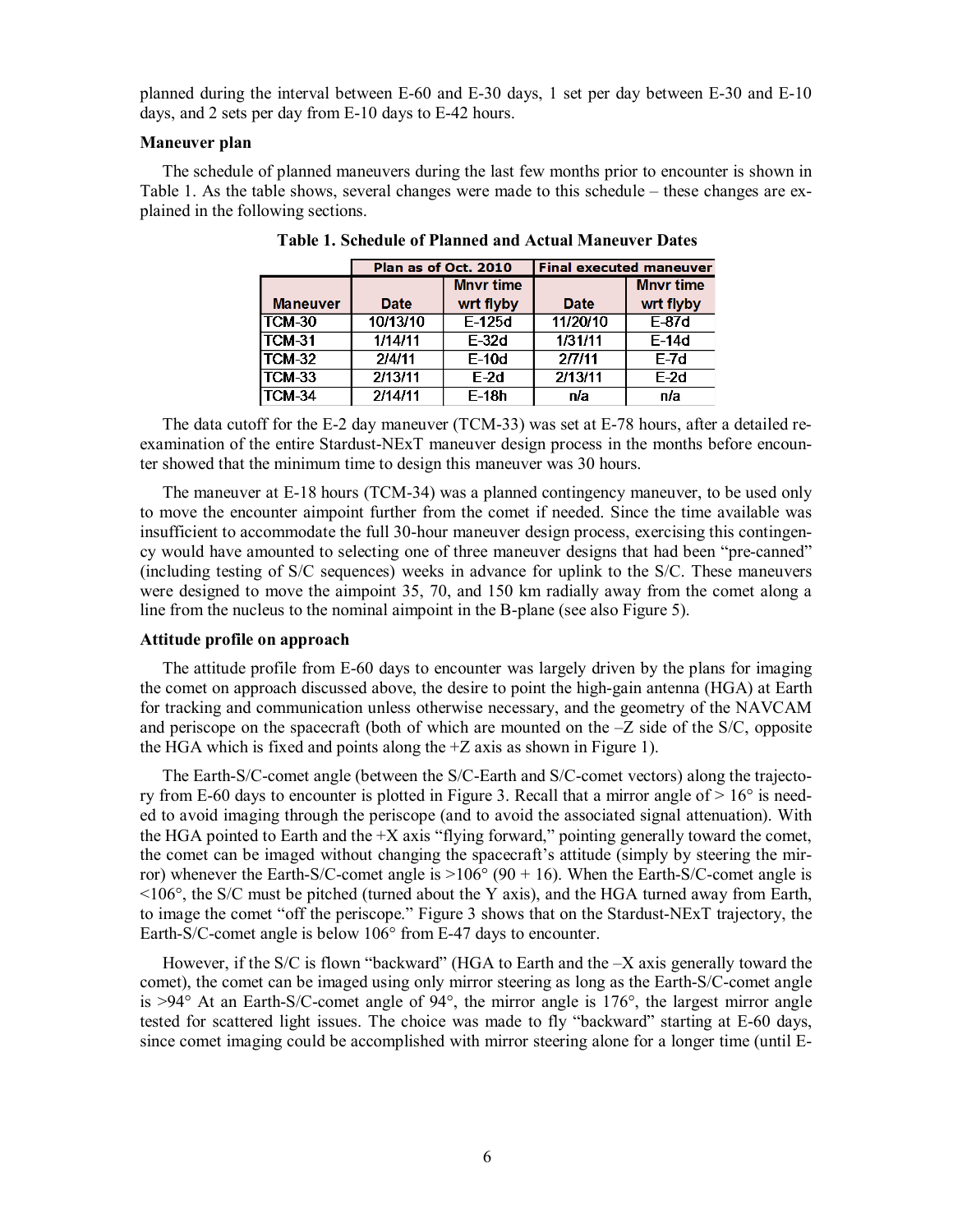planned during the interval between E-60 and E-30 days, 1 set per day between E-30 and E-10 days, and 2 sets per day from E-10 days to E-42 hours.

### Maneuver plan

The schedule of planned maneuvers during the last few months prior to encounter is shown in Table 1. As the table shows, several changes were made to this schedule – these changes are explained in the following sections.

**Table 1. Schedule of Planned and Actual Maneuver Dates**

| | Plan as of Oct. 2010 | | Final executed maneuver | |
|---|---|---|---|---|
| **Maneuver** | **Date** | **Mnvr time wrt flyby** | **Date** | **Mnvr time wrt flyby** |
| TCM-30 | 10/13/10 | E-125d | 11/20/10 | E-87d |
| TCM-31 | 1/14/11 | E-32d | 1/31/11 | E-14d |
| TCM-32 | 2/4/11 | E-10d | 2/7/11 | E-7d |
| TCM-33 | 2/13/11 | E-2d | 2/13/11 | E-2d |
| TCM-34 | 2/14/11 | E-18h | n/a | n/a |

The data cutoff for the E-2 day maneuver (TCM-33) was set at E-78 hours, after a detailed re-examination of the entire Stardust-NExT maneuver design process in the months before encounter showed that the minimum time to design this maneuver was 30 hours.

The maneuver at E-18 hours (TCM-34) was a planned contingency maneuver, to be used only to move the encounter aimpoint further from the comet if needed. Since the time available was insufficient to accommodate the full 30-hour maneuver design process, exercising this contingency would have amounted to selecting one of three maneuver designs that had been "pre-canned" (including testing of S/C sequences) weeks in advance for uplink to the S/C. These maneuvers were designed to move the aimpoint 35, 70, and 150 km radially away from the comet along a line from the nucleus to the nominal aimpoint in the B-plane (see also Figure 5).

### Attitude profile on approach

The attitude profile from E-60 days to encounter was largely driven by the plans for imaging the comet on approach discussed above, the desire to point the high-gain antenna (HGA) at Earth for tracking and communication unless otherwise necessary, and the geometry of the NAVCAM and periscope on the spacecraft (both of which are mounted on the –Z side of the S/C, opposite the HGA which is fixed and points along the +Z axis as shown in Figure 1).

The Earth-S/C-comet angle (between the S/C-Earth and S/C-comet vectors) along the trajectory from E-60 days to encounter is plotted in Figure 3. Recall that a mirror angle of > 16° is needed to avoid imaging through the periscope (and to avoid the associated signal attenuation). With the HGA pointed to Earth and the +X axis "flying forward," pointing generally toward the comet, the comet can be imaged without changing the spacecraft's attitude (simply by steering the mirror) whenever the Earth-S/C-comet angle is >106° (90 + 16). When the Earth-S/C-comet angle is <106°, the S/C must be pitched (turned about the Y axis), and the HGA turned away from Earth, to image the comet "off the periscope." Figure 3 shows that on the Stardust-NExT trajectory, the Earth-S/C-comet angle is below 106° from E-47 days to encounter.

However, if the S/C is flown "backward" (HGA to Earth and the –X axis generally toward the comet), the comet can be imaged using only mirror steering as long as the Earth-S/C-comet angle is >94° At an Earth-S/C-comet angle of 94°, the mirror angle is 176°, the largest mirror angle tested for scattered light issues. The choice was made to fly "backward" starting at E-60 days, since comet imaging could be accomplished with mirror steering alone for a longer time (until E-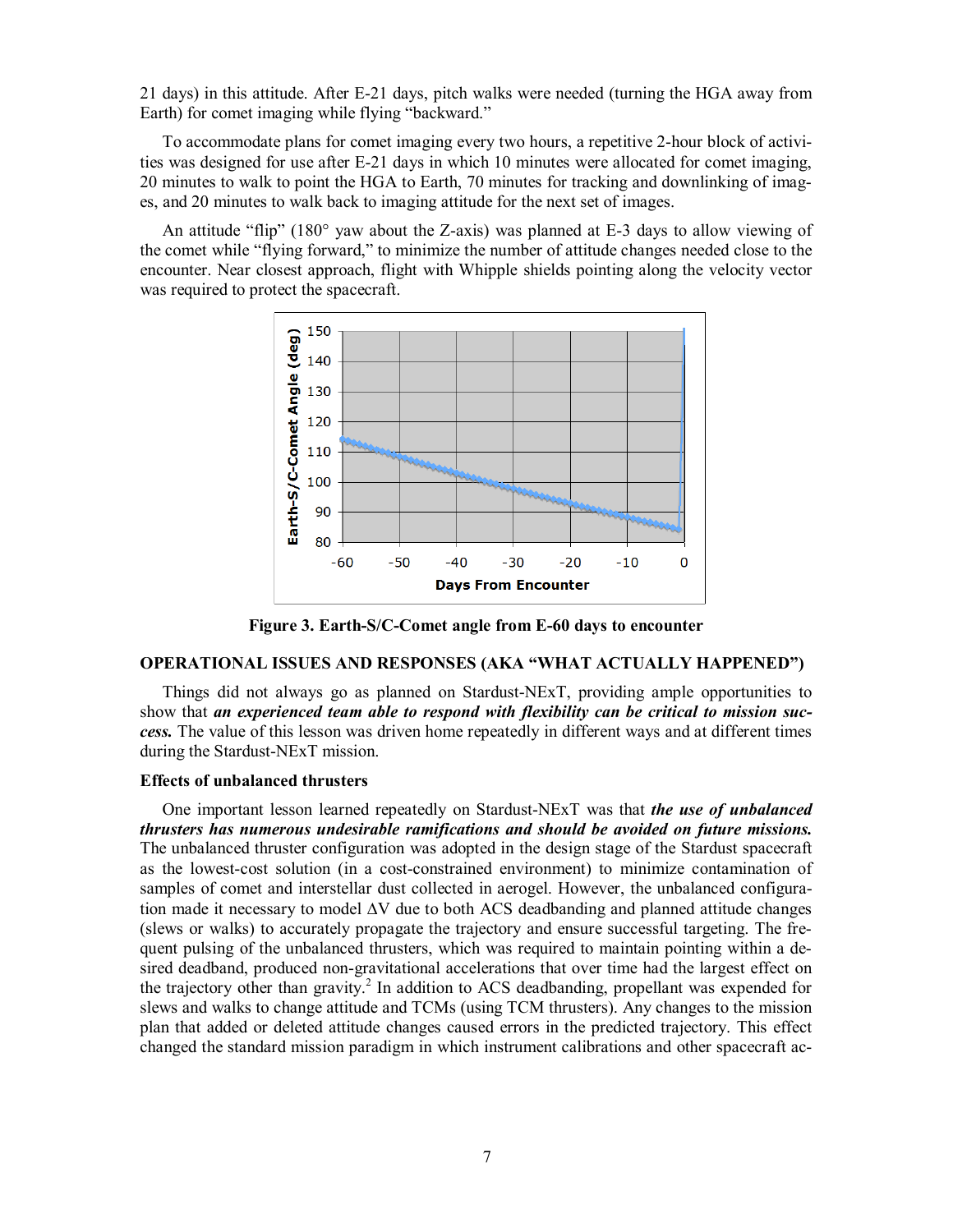21 days) in this attitude. After E-21 days, pitch walks were needed (turning the HGA away from Earth) for comet imaging while flying "backward."

To accommodate plans for comet imaging every two hours, a repetitive 2-hour block of activities was designed for use after E-21 days in which 10 minutes were allocated for comet imaging, 20 minutes to walk to point the HGA to Earth, 70 minutes for tracking and downlinking of images, and 20 minutes to walk back to imaging attitude for the next set of images.

An attitude "flip" (180° yaw about the Z-axis) was planned at E-3 days to allow viewing of the comet while "flying forward," to minimize the number of attitude changes needed close to the encounter. Near closest approach, flight with Whipple shields pointing along the velocity vector was required to protect the spacecraft.

**Figure 3. Earth-S/C-Comet angle from E-60 days to encounter**

### OPERATIONAL ISSUES AND RESPONSES (AKA "WHAT ACTUALLY HAPPENED")

Things did not always go as planned on Stardust-NExT, providing ample opportunities to show that ***an experienced team able to respond with flexibility can be critical to mission success.*** The value of this lesson was driven home repeatedly in different ways and at different times during the Stardust-NExT mission.

#### Effects of unbalanced thrusters

One important lesson learned repeatedly on Stardust-NExT was that ***the use of unbalanced thrusters has numerous undesirable ramifications and should be avoided on future missions.*** The unbalanced thruster configuration was adopted in the design stage of the Stardust spacecraft as the lowest-cost solution (in a cost-constrained environment) to minimize contamination of samples of comet and interstellar dust collected in aerogel. However, the unbalanced configuration made it necessary to model $\Delta V$ due to both ACS deadbanding and planned attitude changes (slews or walks) to accurately propagate the trajectory and ensure successful targeting. The frequent pulsing of the unbalanced thrusters, which was required to maintain pointing within a desired deadband, produced non-gravitational accelerations that over time had the largest effect on the trajectory other than gravity.[2] In addition to ACS deadbanding, propellant was expended for slews and walks to change attitude and TCMs (using TCM thrusters). Any changes to the mission plan that added or deleted attitude changes caused errors in the predicted trajectory. This effect changed the standard mission paradigm in which instrument calibrations and other spacecraft ac-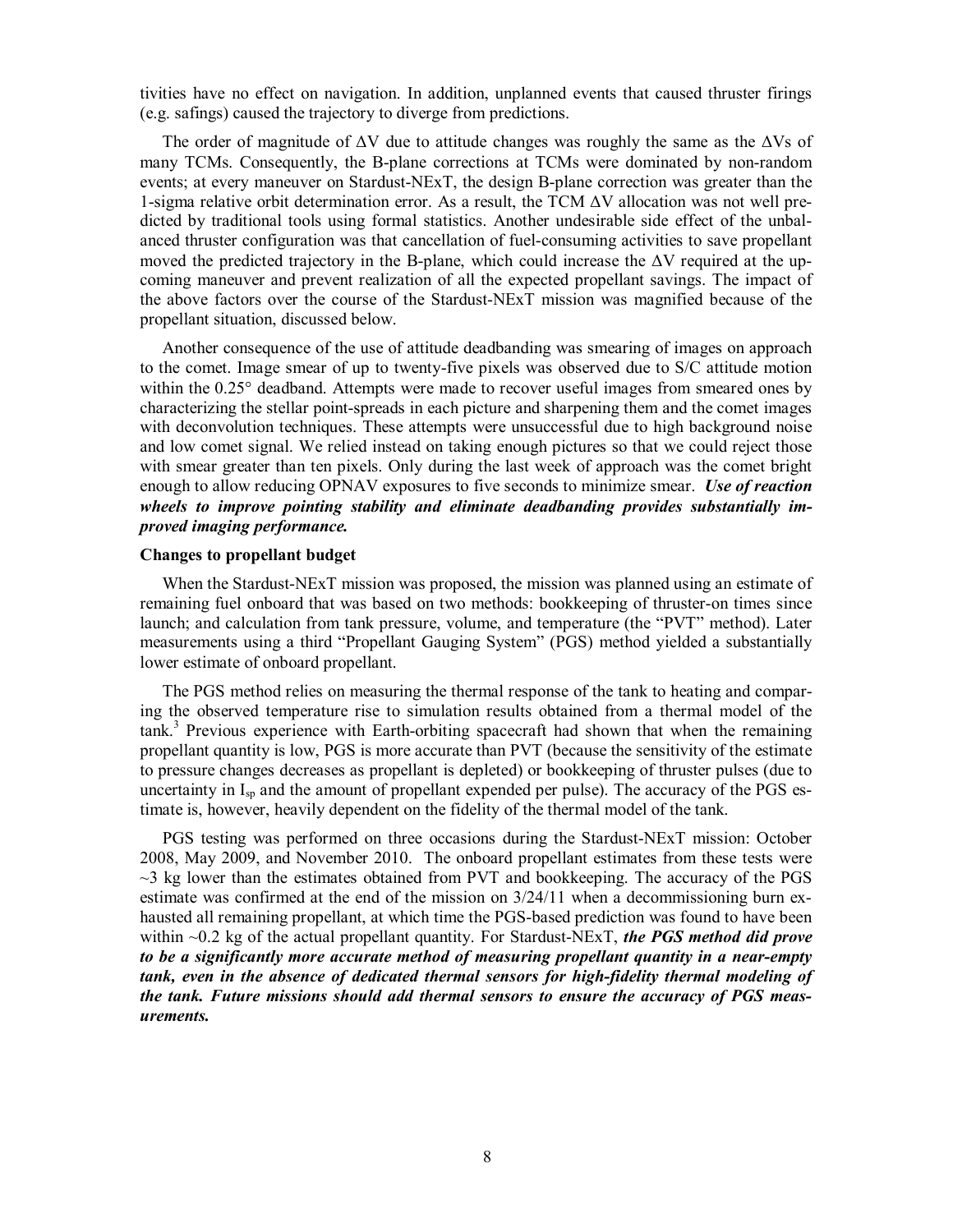tivities have no effect on navigation. In addition, unplanned events that caused thruster firings (e.g. safings) caused the trajectory to diverge from predictions.

The order of magnitude of $\Delta V$ due to attitude changes was roughly the same as the $\Delta V$s of many TCMs. Consequently, the B-plane corrections at TCMs were dominated by non-random events; at every maneuver on Stardust-NExT, the design B-plane correction was greater than the 1-sigma relative orbit determination error. As a result, the TCM $\Delta V$ allocation was not well predicted by traditional tools using formal statistics. Another undesirable side effect of the unbalanced thruster configuration was that cancellation of fuel-consuming activities to save propellant moved the predicted trajectory in the B-plane, which could increase the $\Delta V$ required at the upcoming maneuver and prevent realization of all the expected propellant savings. The impact of the above factors over the course of the Stardust-NExT mission was magnified because of the propellant situation, discussed below.

Another consequence of the use of attitude deadbanding was smearing of images on approach to the comet. Image smear of up to twenty-five pixels was observed due to S/C attitude motion within the 0.25° deadband. Attempts were made to recover useful images from smeared ones by characterizing the stellar point-spreads in each picture and sharpening them and the comet images with deconvolution techniques. These attempts were unsuccessful due to high background noise and low comet signal. We relied instead on taking enough pictures so that we could reject those with smear greater than ten pixels. Only during the last week of approach was the comet bright enough to allow reducing OPNAV exposures to five seconds to minimize smear. ***Use of reaction wheels to improve pointing stability and eliminate deadbanding provides substantially improved imaging performance.***

**Changes to propellant budget**

When the Stardust-NExT mission was proposed, the mission was planned using an estimate of remaining fuel onboard that was based on two methods: bookkeeping of thruster-on times since launch; and calculation from tank pressure, volume, and temperature (the "PVT" method). Later measurements using a third "Propellant Gauging System" (PGS) method yielded a substantially lower estimate of onboard propellant.

The PGS method relies on measuring the thermal response of the tank to heating and comparing the observed temperature rise to simulation results obtained from a thermal model of the tank.[3] Previous experience with Earth-orbiting spacecraft had shown that when the remaining propellant quantity is low, PGS is more accurate than PVT (because the sensitivity of the estimate to pressure changes decreases as propellant is depleted) or bookkeeping of thruster pulses (due to uncertainty in $I_{sp}$ and the amount of propellant expended per pulse). The accuracy of the PGS estimate is, however, heavily dependent on the fidelity of the thermal model of the tank.

PGS testing was performed on three occasions during the Stardust-NExT mission: October 2008, May 2009, and November 2010. The onboard propellant estimates from these tests were ~3 kg lower than the estimates obtained from PVT and bookkeeping. The accuracy of the PGS estimate was confirmed at the end of the mission on 3/24/11 when a decommissioning burn exhausted all remaining propellant, at which time the PGS-based prediction was found to have been within ~0.2 kg of the actual propellant quantity. For Stardust-NExT, ***the PGS method did prove to be a significantly more accurate method of measuring propellant quantity in a near-empty tank, even in the absence of dedicated thermal sensors for high-fidelity thermal modeling of the tank. Future missions should add thermal sensors to ensure the accuracy of PGS measurements.***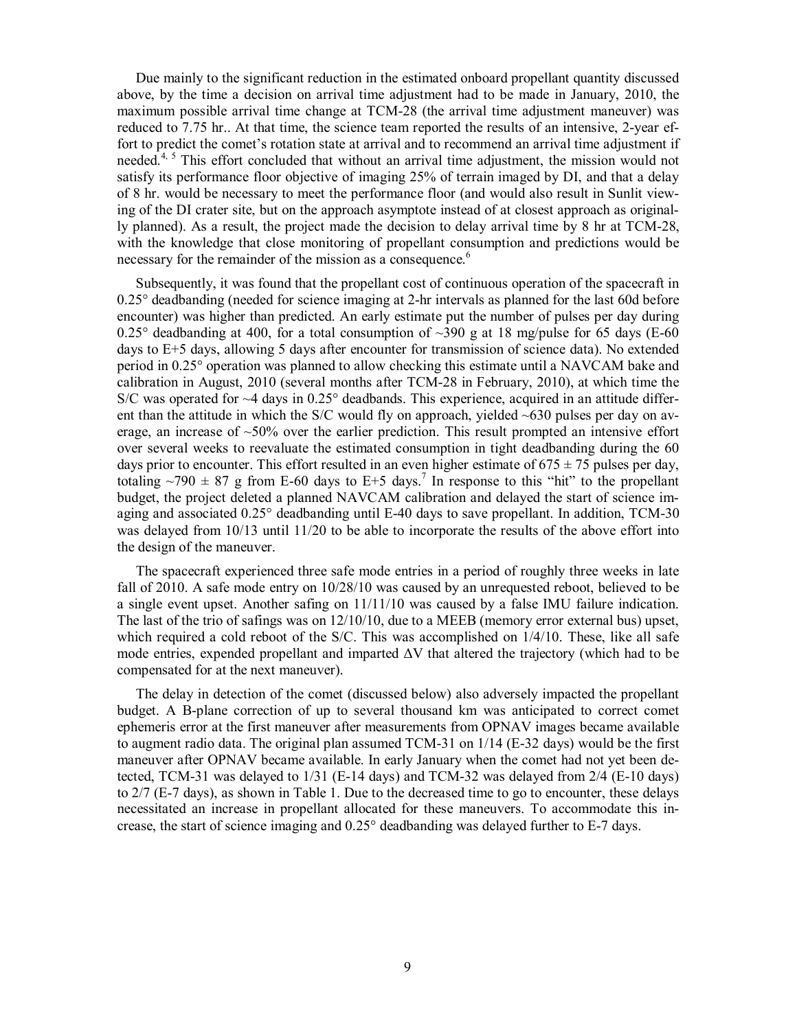Due mainly to the significant reduction in the estimated onboard propellant quantity discussed above, by the time a decision on arrival time adjustment had to be made in January, 2010, the maximum possible arrival time change at TCM-28 (the arrival time adjustment maneuver) was reduced to 7.75 hr.. At that time, the science team reported the results of an intensive, 2-year effort to predict the comet's rotation state at arrival and to recommend an arrival time adjustment if needed.[4, 5] This effort concluded that without an arrival time adjustment, the mission would not satisfy its performance floor objective of imaging 25% of terrain imaged by DI, and that a delay of 8 hr. would be necessary to meet the performance floor (and would also result in Sunlit viewing of the DI crater site, but on the approach asymptote instead of at closest approach as originally planned). As a result, the project made the decision to delay arrival time by 8 hr at TCM-28, with the knowledge that close monitoring of propellant consumption and predictions would be necessary for the remainder of the mission as a consequence.[6]

Subsequently, it was found that the propellant cost of continuous operation of the spacecraft in 0.25° deadbanding (needed for science imaging at 2-hr intervals as planned for the last 60d before encounter) was higher than predicted. An early estimate put the number of pulses per day during 0.25° deadbanding at 400, for a total consumption of ~390 g at 18 mg/pulse for 65 days (E-60 days to E+5 days, allowing 5 days after encounter for transmission of science data). No extended period in 0.25° operation was planned to allow checking this estimate until a NAVCAM bake and calibration in August, 2010 (several months after TCM-28 in February, 2010), at which time the S/C was operated for ~4 days in 0.25° deadbands. This experience, acquired in an attitude different than the attitude in which the S/C would fly on approach, yielded ~630 pulses per day on average, an increase of ~50% over the earlier prediction. This result prompted an intensive effort over several weeks to reevaluate the estimated consumption in tight deadbanding during the 60 days prior to encounter. This effort resulted in an even higher estimate of $675 \pm 75$ pulses per day, totaling ~$790 \pm 87$ g from E-60 days to E+5 days.[7] In response to this "hit" to the propellant budget, the project deleted a planned NAVCAM calibration and delayed the start of science imaging and associated 0.25° deadbanding until E-40 days to save propellant. In addition, TCM-30 was delayed from 10/13 until 11/20 to be able to incorporate the results of the above effort into the design of the maneuver.

The spacecraft experienced three safe mode entries in a period of roughly three weeks in late fall of 2010. A safe mode entry on 10/28/10 was caused by an unrequested reboot, believed to be a single event upset. Another safing on 11/11/10 was caused by a false IMU failure indication. The last of the trio of safings was on 12/10/10, due to a MEEB (memory error external bus) upset, which required a cold reboot of the S/C. This was accomplished on 1/4/10. These, like all safe mode entries, expended propellant and imparted ΔV that altered the trajectory (which had to be compensated for at the next maneuver).

The delay in detection of the comet (discussed below) also adversely impacted the propellant budget. A B-plane correction of up to several thousand km was anticipated to correct comet ephemeris error at the first maneuver after measurements from OPNAV images became available to augment radio data. The original plan assumed TCM-31 on 1/14 (E-32 days) would be the first maneuver after OPNAV became available. In early January when the comet had not yet been detected, TCM-31 was delayed to 1/31 (E-14 days) and TCM-32 was delayed from 2/4 (E-10 days) to 2/7 (E-7 days), as shown in Table 1. Due to the decreased time to go to encounter, these delays necessitated an increase in propellant allocated for these maneuvers. To accommodate this increase, the start of science imaging and 0.25° deadbanding was delayed further to E-7 days.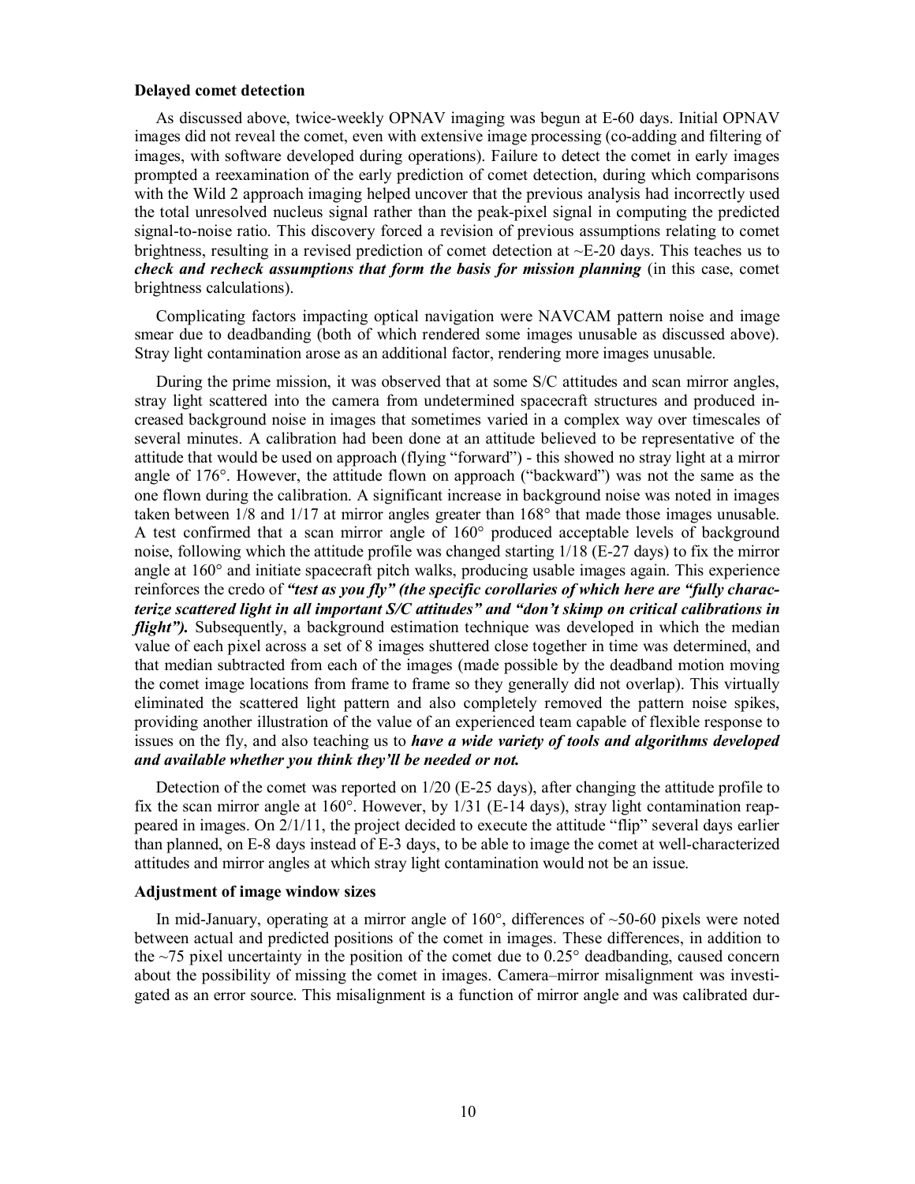**Delayed comet detection**

As discussed above, twice-weekly OPNAV imaging was begun at E-60 days. Initial OPNAV images did not reveal the comet, even with extensive image processing (co-adding and filtering of images, with software developed during operations). Failure to detect the comet in early images prompted a reexamination of the early prediction of comet detection, during which comparisons with the Wild 2 approach imaging helped uncover that the previous analysis had incorrectly used the total unresolved nucleus signal rather than the peak-pixel signal in computing the predicted signal-to-noise ratio. This discovery forced a revision of previous assumptions relating to comet brightness, resulting in a revised prediction of comet detection at ~E-20 days. This teaches us to ***check and recheck assumptions that form the basis for mission planning*** (in this case, comet brightness calculations).

Complicating factors impacting optical navigation were NAVCAM pattern noise and image smear due to deadbanding (both of which rendered some images unusable as discussed above). Stray light contamination arose as an additional factor, rendering more images unusable.

During the prime mission, it was observed that at some S/C attitudes and scan mirror angles, stray light scattered into the camera from undetermined spacecraft structures and produced increased background noise in images that sometimes varied in a complex way over timescales of several minutes. A calibration had been done at an attitude believed to be representative of the attitude that would be used on approach (flying "forward") - this showed no stray light at a mirror angle of 176°. However, the attitude flown on approach ("backward") was not the same as the one flown during the calibration. A significant increase in background noise was noted in images taken between 1/8 and 1/17 at mirror angles greater than 168° that made those images unusable. A test confirmed that a scan mirror angle of 160° produced acceptable levels of background noise, following which the attitude profile was changed starting 1/18 (E-27 days) to fix the mirror angle at 160° and initiate spacecraft pitch walks, producing usable images again. This experience reinforces the credo of ***"test as you fly" (the specific corollaries of which here are "fully characterize scattered light in all important S/C attitudes" and "don't skimp on critical calibrations in flight").*** Subsequently, a background estimation technique was developed in which the median value of each pixel across a set of 8 images shuttered close together in time was determined, and that median subtracted from each of the images (made possible by the deadband motion moving the comet image locations from frame to frame so they generally did not overlap). This virtually eliminated the scattered light pattern and also completely removed the pattern noise spikes, providing another illustration of the value of an experienced team capable of flexible response to issues on the fly, and also teaching us to ***have a wide variety of tools and algorithms developed and available whether you think they'll be needed or not.***

Detection of the comet was reported on 1/20 (E-25 days), after changing the attitude profile to fix the scan mirror angle at 160°. However, by 1/31 (E-14 days), stray light contamination reappeared in images. On 2/1/11, the project decided to execute the attitude "flip" several days earlier than planned, on E-8 days instead of E-3 days, to be able to image the comet at well-characterized attitudes and mirror angles at which stray light contamination would not be an issue.

**Adjustment of image window sizes**

In mid-January, operating at a mirror angle of 160°, differences of ~50-60 pixels were noted between actual and predicted positions of the comet in images. These differences, in addition to the ~75 pixel uncertainty in the position of the comet due to 0.25° deadbanding, caused concern about the possibility of missing the comet in images. Camera–mirror misalignment was investigated as an error source. This misalignment is a function of mirror angle and was calibrated dur-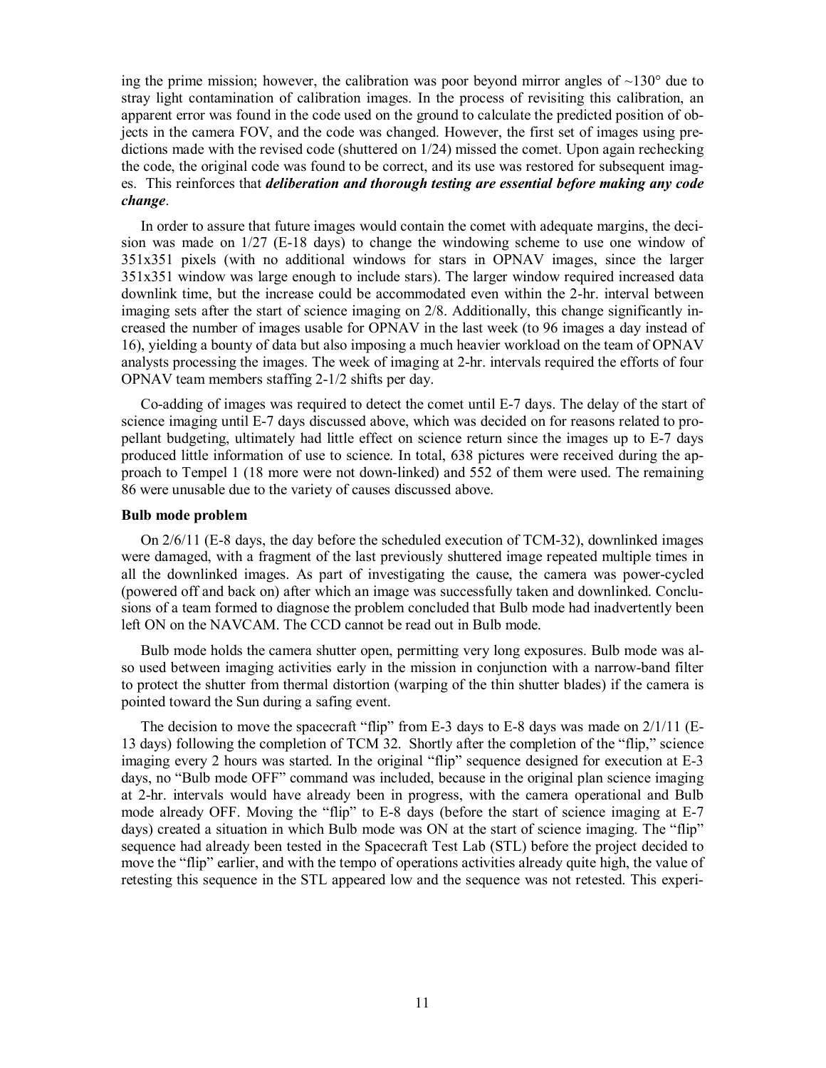ing the prime mission; however, the calibration was poor beyond mirror angles of ~130° due to stray light contamination of calibration images. In the process of revisiting this calibration, an apparent error was found in the code used on the ground to calculate the predicted position of objects in the camera FOV, and the code was changed. However, the first set of images using predictions made with the revised code (shuttered on 1/24) missed the comet. Upon again rechecking the code, the original code was found to be correct, and its use was restored for subsequent images. This reinforces that ***deliberation and thorough testing are essential before making any code change***.

In order to assure that future images would contain the comet with adequate margins, the decision was made on 1/27 (E-18 days) to change the windowing scheme to use one window of 351x351 pixels (with no additional windows for stars in OPNAV images, since the larger 351x351 window was large enough to include stars). The larger window required increased data downlink time, but the increase could be accommodated even within the 2-hr. interval between imaging sets after the start of science imaging on 2/8. Additionally, this change significantly increased the number of images usable for OPNAV in the last week (to 96 images a day instead of 16), yielding a bounty of data but also imposing a much heavier workload on the team of OPNAV analysts processing the images. The week of imaging at 2-hr. intervals required the efforts of four OPNAV team members staffing 2-1/2 shifts per day.

Co-adding of images was required to detect the comet until E-7 days. The delay of the start of science imaging until E-7 days discussed above, which was decided on for reasons related to propellant budgeting, ultimately had little effect on science return since the images up to E-7 days produced little information of use to science. In total, 638 pictures were received during the approach to Tempel 1 (18 more were not down-linked) and 552 of them were used. The remaining 86 were unusable due to the variety of causes discussed above.

**Bulb mode problem**

On 2/6/11 (E-8 days, the day before the scheduled execution of TCM-32), downlinked images were damaged, with a fragment of the last previously shuttered image repeated multiple times in all the downlinked images. As part of investigating the cause, the camera was power-cycled (powered off and back on) after which an image was successfully taken and downlinked. Conclusions of a team formed to diagnose the problem concluded that Bulb mode had inadvertently been left ON on the NAVCAM. The CCD cannot be read out in Bulb mode.

Bulb mode holds the camera shutter open, permitting very long exposures. Bulb mode was also used between imaging activities early in the mission in conjunction with a narrow-band filter to protect the shutter from thermal distortion (warping of the thin shutter blades) if the camera is pointed toward the Sun during a safing event.

The decision to move the spacecraft "flip" from E-3 days to E-8 days was made on 2/1/11 (E-13 days) following the completion of TCM 32. Shortly after the completion of the "flip," science imaging every 2 hours was started. In the original "flip" sequence designed for execution at E-3 days, no "Bulb mode OFF" command was included, because in the original plan science imaging at 2-hr. intervals would have already been in progress, with the camera operational and Bulb mode already OFF. Moving the "flip" to E-8 days (before the start of science imaging at E-7 days) created a situation in which Bulb mode was ON at the start of science imaging. The "flip" sequence had already been tested in the Spacecraft Test Lab (STL) before the project decided to move the "flip" earlier, and with the tempo of operations activities already quite high, the value of retesting this sequence in the STL appeared low and the sequence was not retested. This experi-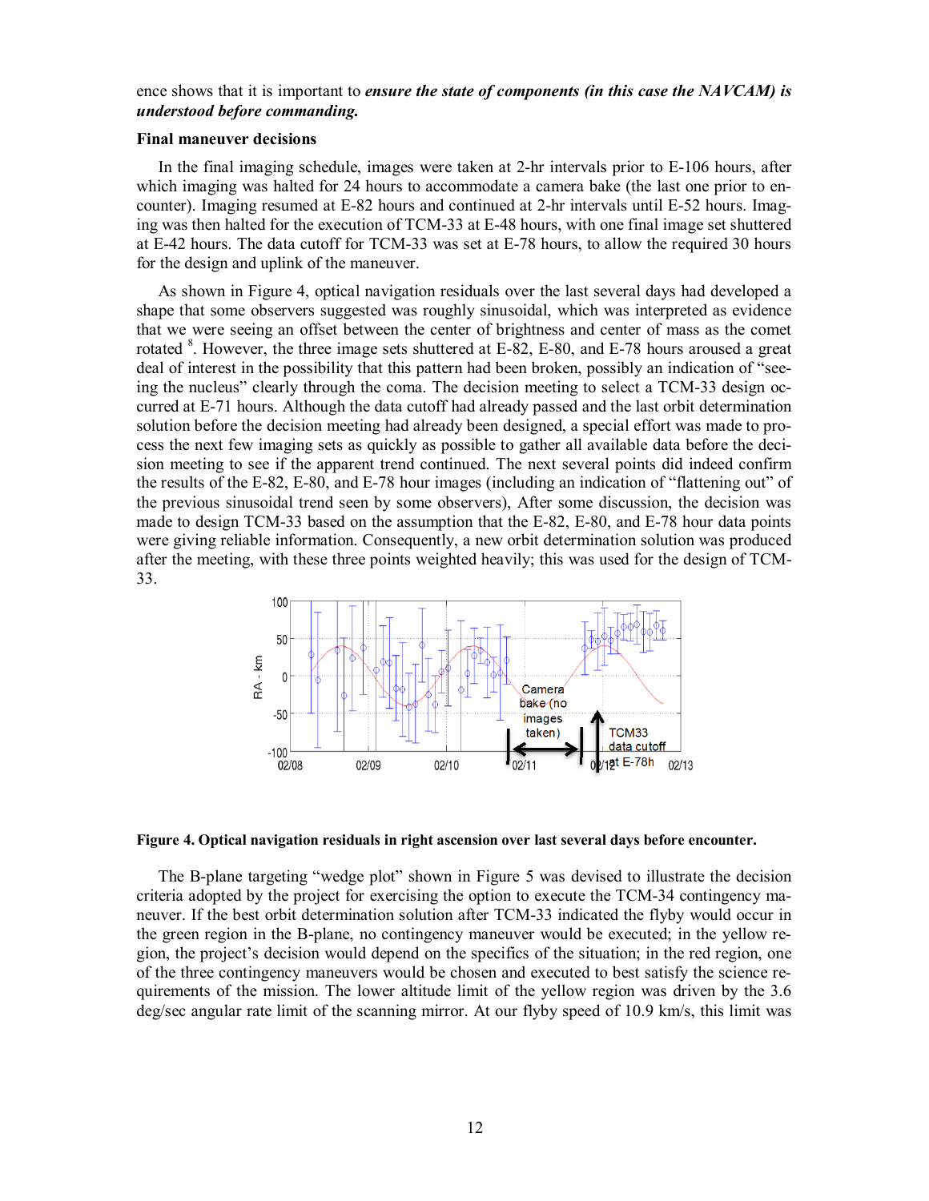ence shows that it is important to ***ensure the state of components (in this case the NAVCAM) is understood before commanding.***

**Final maneuver decisions**

In the final imaging schedule, images were taken at 2-hr intervals prior to E-106 hours, after which imaging was halted for 24 hours to accommodate a camera bake (the last one prior to encounter). Imaging resumed at E-82 hours and continued at 2-hr intervals until E-52 hours. Imaging was then halted for the execution of TCM-33 at E-48 hours, with one final image set shuttered at E-42 hours. The data cutoff for TCM-33 was set at E-78 hours, to allow the required 30 hours for the design and uplink of the maneuver.

As shown in Figure 4, optical navigation residuals over the last several days had developed a shape that some observers suggested was roughly sinusoidal, which was interpreted as evidence that we were seeing an offset between the center of brightness and center of mass as the comet rotated [8]. However, the three image sets shuttered at E-82, E-80, and E-78 hours aroused a great deal of interest in the possibility that this pattern had been broken, possibly an indication of "seeing the nucleus" clearly through the coma. The decision meeting to select a TCM-33 design occurred at E-71 hours. Although the data cutoff had already passed and the last orbit determination solution before the decision meeting had already been designed, a special effort was made to process the next few imaging sets as quickly as possible to gather all available data before the decision meeting to see if the apparent trend continued. The next several points did indeed confirm the results of the E-82, E-80, and E-78 hour images (including an indication of "flattening out" of the previous sinusoidal trend seen by some observers), After some discussion, the decision was made to design TCM-33 based on the assumption that the E-82, E-80, and E-78 hour data points were giving reliable information. Consequently, a new orbit determination solution was produced after the meeting, with these three points weighted heavily; this was used for the design of TCM-33.

**Figure 4. Optical navigation residuals in right ascension over last several days before encounter.**

The B-plane targeting "wedge plot" shown in Figure 5 was devised to illustrate the decision criteria adopted by the project for exercising the option to execute the TCM-34 contingency maneuver. If the best orbit determination solution after TCM-33 indicated the flyby would occur in the green region in the B-plane, no contingency maneuver would be executed; in the yellow region, the project's decision would depend on the specifics of the situation; in the red region, one of the three contingency maneuvers would be chosen and executed to best satisfy the science requirements of the mission. The lower altitude limit of the yellow region was driven by the 3.6 deg/sec angular rate limit of the scanning mirror. At our flyby speed of 10.9 km/s, this limit was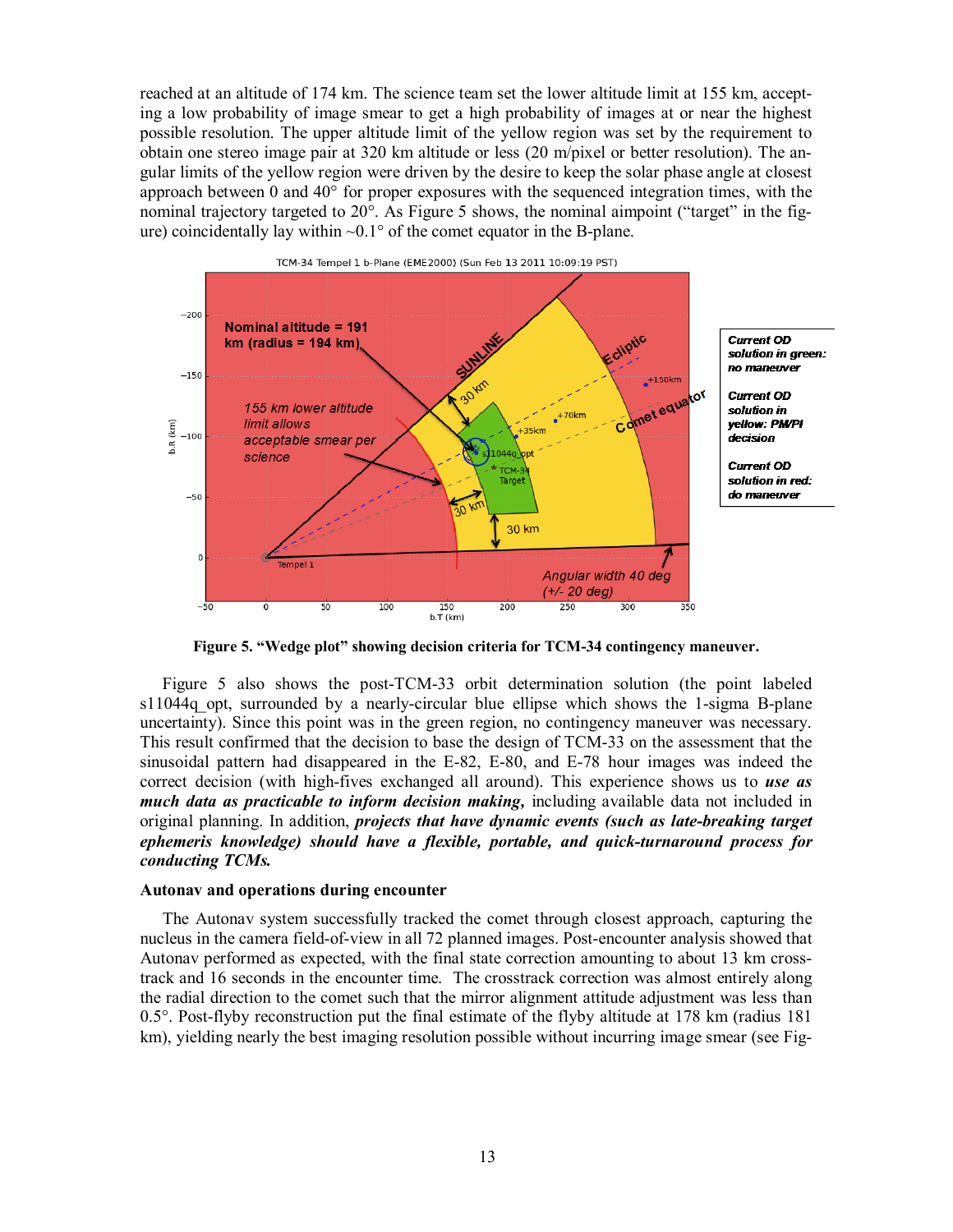reached at an altitude of 174 km. The science team set the lower altitude limit at 155 km, accepting a low probability of image smear to get a high probability of images at or near the highest possible resolution. The upper altitude limit of the yellow region was set by the requirement to obtain one stereo image pair at 320 km altitude or less (20 m/pixel or better resolution). The angular limits of the yellow region were driven by the desire to keep the solar phase angle at closest approach between 0 and 40° for proper exposures with the sequenced integration times, with the nominal trajectory targeted to 20°. As Figure 5 shows, the nominal aimpoint ("target" in the figure) coincidentally lay within ~0.1° of the comet equator in the B-plane.

**Figure 5. "Wedge plot" showing decision criteria for TCM-34 contingency maneuver.**

Figure 5 also shows the post-TCM-33 orbit determination solution (the point labeled s11044q_opt, surrounded by a nearly-circular blue ellipse which shows the 1-sigma B-plane uncertainty). Since this point was in the green region, no contingency maneuver was necessary. This result confirmed that the decision to base the design of TCM-33 on the assessment that the sinusoidal pattern had disappeared in the E-82, E-80, and E-78 hour images was indeed the correct decision (with high-fives exchanged all around). This experience shows us to ***use as much data as practicable to inform decision making,*** including available data not included in original planning. In addition, ***projects that have dynamic events (such as late-breaking target ephemeris knowledge) should have a flexible, portable, and quick-turnaround process for conducting TCMs.***

### Autonav and operations during encounter

The Autonav system successfully tracked the comet through closest approach, capturing the nucleus in the camera field-of-view in all 72 planned images. Post-encounter analysis showed that Autonav performed as expected, with the final state correction amounting to about 13 km crosstrack and 16 seconds in the encounter time. The crosstrack correction was almost entirely along the radial direction to the comet such that the mirror alignment attitude adjustment was less than 0.5°. Post-flyby reconstruction put the final estimate of the flyby altitude at 178 km (radius 181 km), yielding nearly the best imaging resolution possible without incurring image smear (see Fig-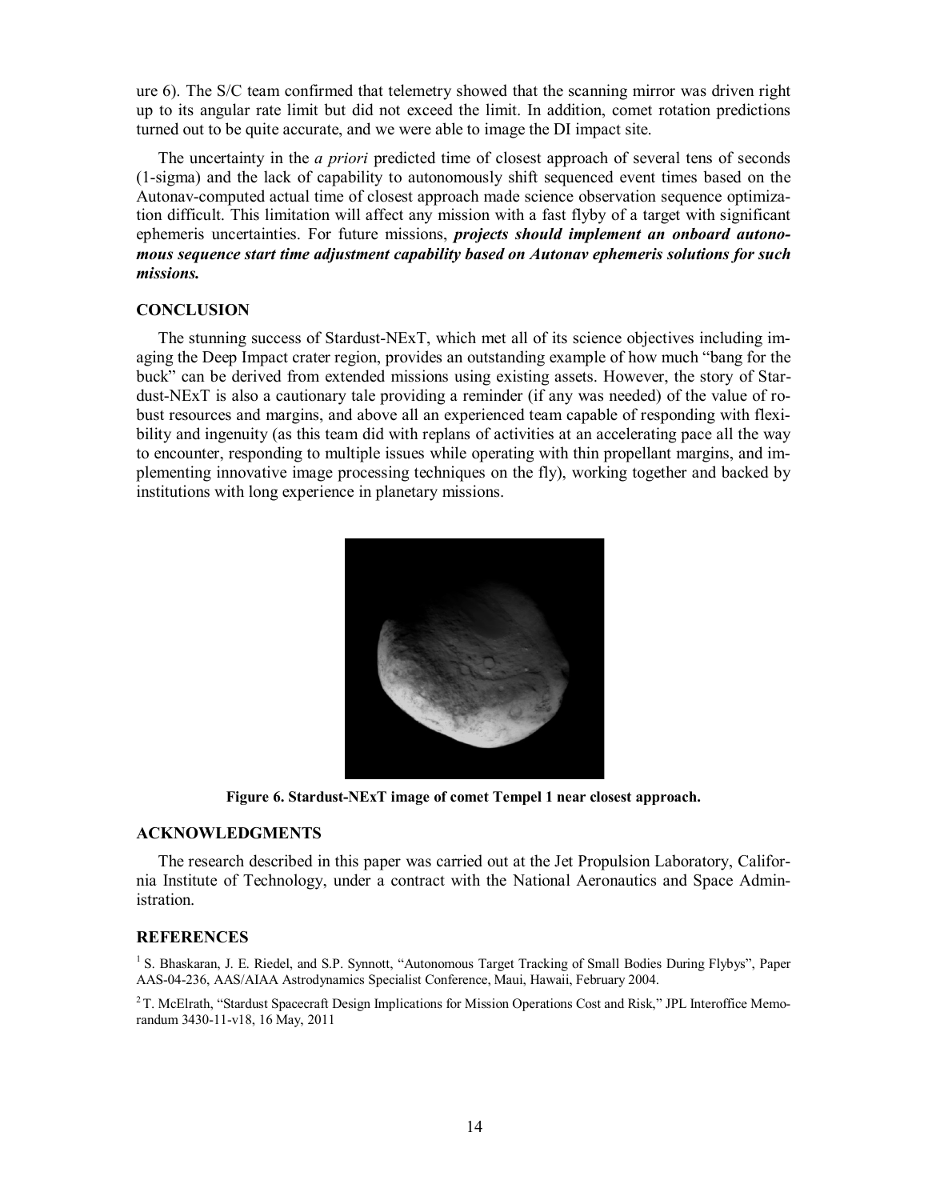ure 6). The S/C team confirmed that telemetry showed that the scanning mirror was driven right up to its angular rate limit but did not exceed the limit. In addition, comet rotation predictions turned out to be quite accurate, and we were able to image the DI impact site.

The uncertainty in the *a priori* predicted time of closest approach of several tens of seconds (1-sigma) and the lack of capability to autonomously shift sequenced event times based on the Autonav-computed actual time of closest approach made science observation sequence optimization difficult. This limitation will affect any mission with a fast flyby of a target with significant ephemeris uncertainties. For future missions, ***projects should implement an onboard autonomous sequence start time adjustment capability based on Autonav ephemeris solutions for such missions.***

## CONCLUSION

The stunning success of Stardust-NExT, which met all of its science objectives including imaging the Deep Impact crater region, provides an outstanding example of how much "bang for the buck" can be derived from extended missions using existing assets. However, the story of Stardust-NExT is also a cautionary tale providing a reminder (if any was needed) of the value of robust resources and margins, and above all an experienced team capable of responding with flexibility and ingenuity (as this team did with replans of activities at an accelerating pace all the way to encounter, responding to multiple issues while operating with thin propellant margins, and implementing innovative image processing techniques on the fly), working together and backed by institutions with long experience in planetary missions.

**Figure 6. Stardust-NExT image of comet Tempel 1 near closest approach.**

## ACKNOWLEDGMENTS

The research described in this paper was carried out at the Jet Propulsion Laboratory, California Institute of Technology, under a contract with the National Aeronautics and Space Administration.

## REFERENCES

[1] S. Bhaskaran, J. E. Riedel, and S.P. Synnott, "Autonomous Target Tracking of Small Bodies During Flybys", Paper AAS-04-236, AAS/AIAA Astrodynamics Specialist Conference, Maui, Hawaii, February 2004.

[2] T. McElrath, "Stardust Spacecraft Design Implications for Mission Operations Cost and Risk," JPL Interoffice Memorandum 3430-11-v18, 16 May, 2011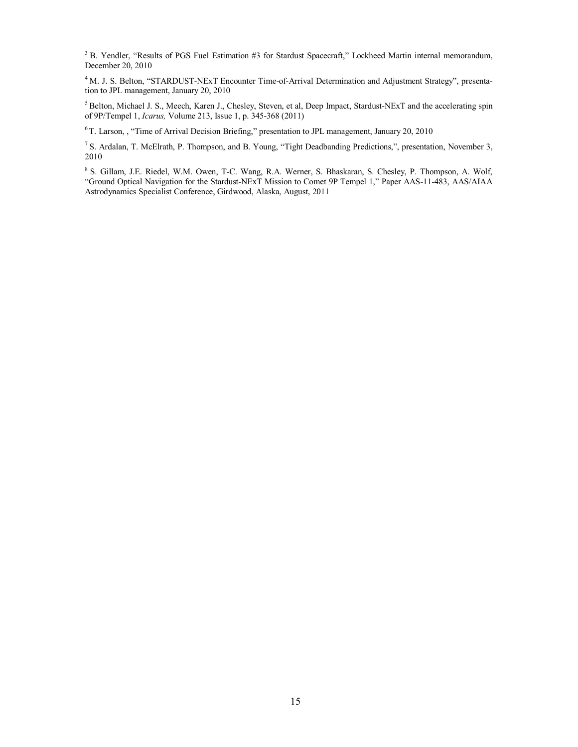[3] B. Yendler, "Results of PGS Fuel Estimation #3 for Stardust Spacecraft," Lockheed Martin internal memorandum, December 20, 2010

[4] M. J. S. Belton, "STARDUST-NExT Encounter Time-of-Arrival Determination and Adjustment Strategy", presentation to JPL management, January 20, 2010

[5] Belton, Michael J. S., Meech, Karen J., Chesley, Steven, et al, Deep Impact, Stardust-NExT and the accelerating spin of 9P/Tempel 1, *Icarus,* Volume 213, Issue 1, p. 345-368 (2011)

[6] T. Larson, , "Time of Arrival Decision Briefing," presentation to JPL management, January 20, 2010

[7] S. Ardalan, T. McElrath, P. Thompson, and B. Young, "Tight Deadbanding Predictions,", presentation, November 3, 2010

[8] S. Gillam, J.E. Riedel, W.M. Owen, T-C. Wang, R.A. Werner, S. Bhaskaran, S. Chesley, P. Thompson, A. Wolf, "Ground Optical Navigation for the Stardust-NExT Mission to Comet 9P Tempel 1," Paper AAS-11-483, AAS/AIAA Astrodynamics Specialist Conference, Girdwood, Alaska, August, 2011